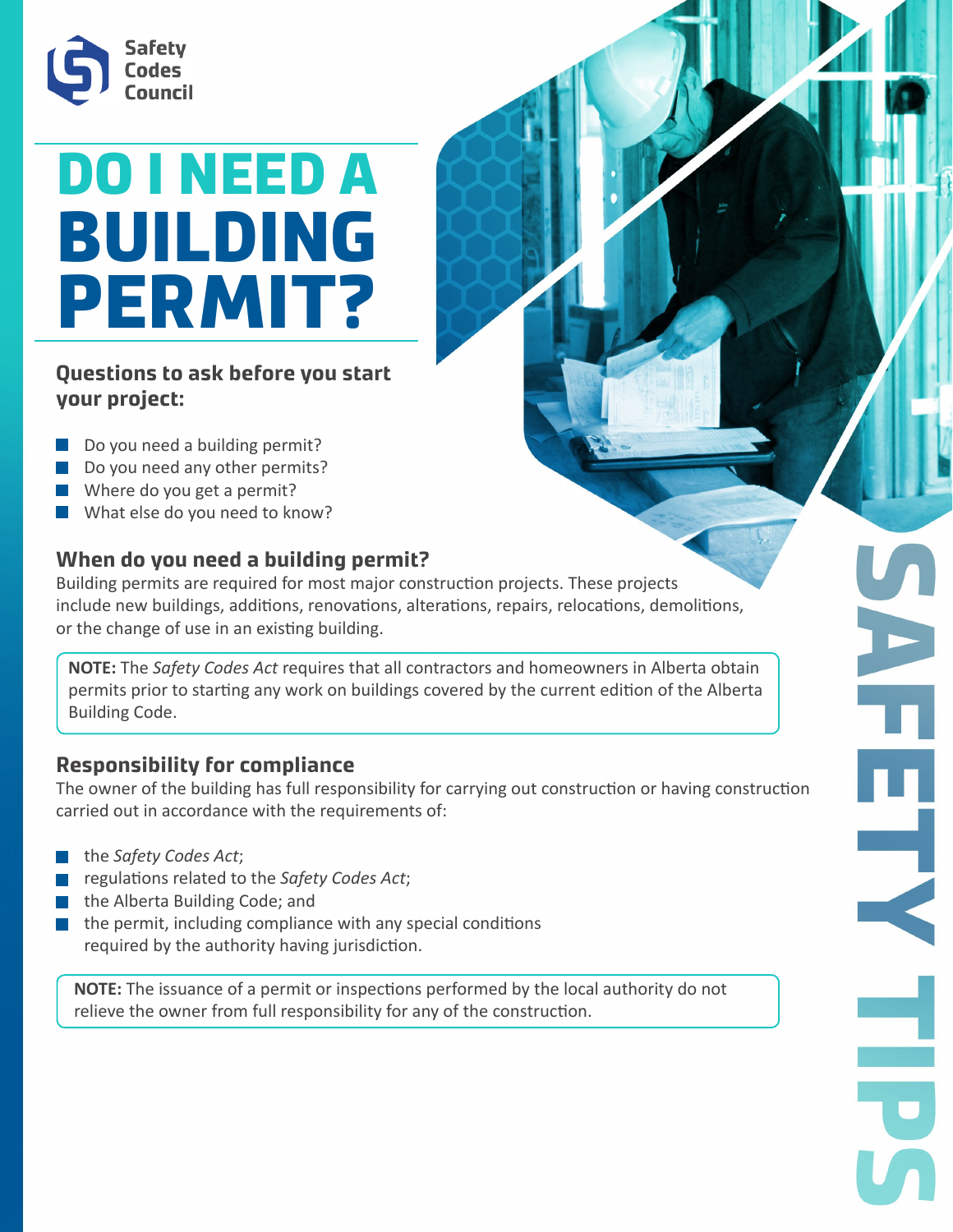Safety Codes Council

# DO I NEED A BUILDING PERMIT?

### Questions to ask before you start your project:

- Do you need a building permit?
- Do you need any other permits?
- Where do you get a permit?
- What else do you need to know?

### When do you need a building permit?

Building permits are required for most major construction projects. These projects include new buildings, additions, renovations, alterations, repairs, relocations, demolitions, or the change of use in an existing building.

**NOTE:** The *Safety Codes Act* requires that all contractors and homeowners in Alberta obtain permits prior to starting any work on buildings covered by the current edition of the Alberta Building Code.

### Responsibility for compliance

The owner of the building has full responsibility for carrying out construction or having construction carried out in accordance with the requirements of:

- the *Safety Codes Act*;
- regulations related to the *Safety Codes Act*;
- the Alberta Building Code; and
- the permit, including compliance with any special conditions required by the authority having jurisdiction.

**NOTE:** The issuance of a permit or inspections performed by the local authority do not relieve the owner from full responsibility for any of the construction.

SAFETY TIPS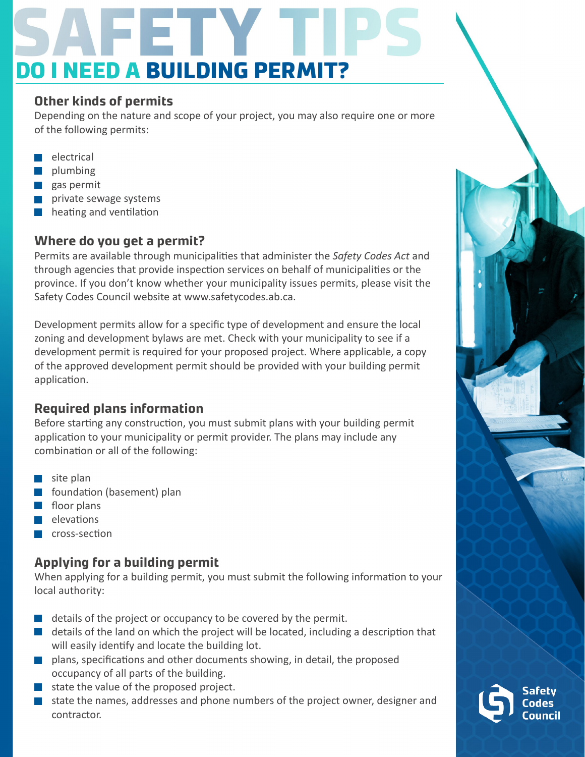# SAFETY TIPS

## DO I NEED A BUILDING PERMIT?

### Other kinds of permits

Depending on the nature and scope of your project, you may also require one or more of the following permits:

- electrical
- plumbing
- gas permit
- private sewage systems
- heating and ventilation

### Where do you get a permit?

Permits are available through municipalities that administer the *Safety Codes Act* and through agencies that provide inspection services on behalf of municipalities or the province. If you don't know whether your municipality issues permits, please visit the Safety Codes Council website at www.safetycodes.ab.ca.

Development permits allow for a specific type of development and ensure the local zoning and development bylaws are met. Check with your municipality to see if a development permit is required for your proposed project. Where applicable, a copy of the approved development permit should be provided with your building permit application.

### Required plans information

Before starting any construction, you must submit plans with your building permit application to your municipality or permit provider. The plans may include any combination or all of the following:

- site plan
- foundation (basement) plan
- floor plans
- elevations
- cross-section

### Applying for a building permit

When applying for a building permit, you must submit the following information to your local authority:

- details of the project or occupancy to be covered by the permit.
- details of the land on which the project will be located, including a description that will easily identify and locate the building lot.
- plans, specifications and other documents showing, in detail, the proposed occupancy of all parts of the building.
- state the value of the proposed project.
- state the names, addresses and phone numbers of the project owner, designer and contractor.

Safety Codes Council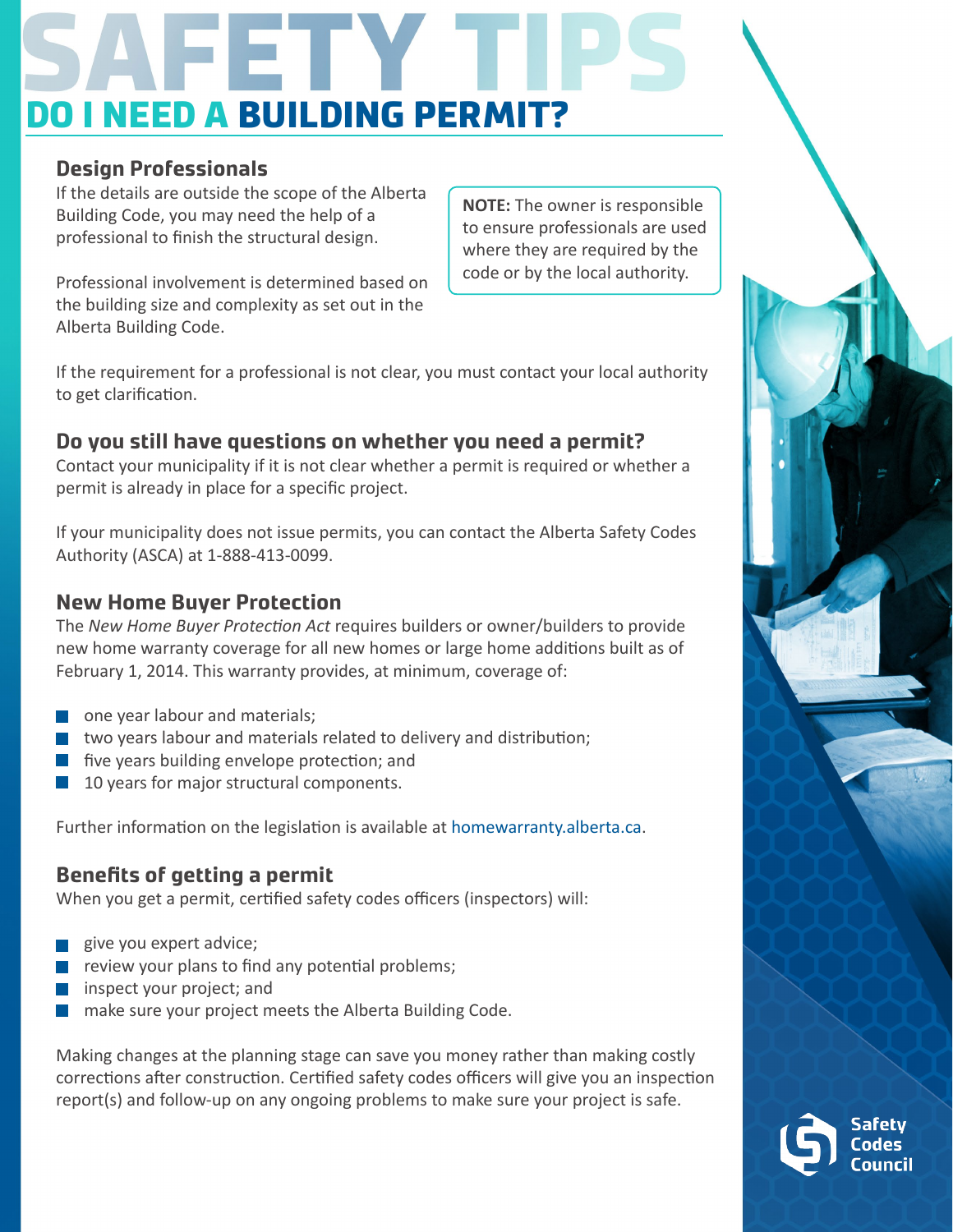# SAFETY TIPS

## DO I NEED A BUILDING PERMIT?

### Design Professionals

If the details are outside the scope of the Alberta Building Code, you may need the help of a professional to finish the structural design.

Professional involvement is determined based on the building size and complexity as set out in the Alberta Building Code.

**NOTE:** The owner is responsible to ensure professionals are used where they are required by the code or by the local authority.

If the requirement for a professional is not clear, you must contact your local authority to get clarification.

### Do you still have questions on whether you need a permit?

Contact your municipality if it is not clear whether a permit is required or whether a permit is already in place for a specific project.

If your municipality does not issue permits, you can contact the Alberta Safety Codes Authority (ASCA) at 1-888-413-0099.

### New Home Buyer Protection

The *New Home Buyer Protection Act* requires builders or owner/builders to provide new home warranty coverage for all new homes or large home additions built as of February 1, 2014. This warranty provides, at minimum, coverage of:

- one year labour and materials;
- two years labour and materials related to delivery and distribution;
- five years building envelope protection; and
- 10 years for major structural components.

Further information on the legislation is available at homewarranty.alberta.ca.

### Benefits of getting a permit

When you get a permit, certified safety codes officers (inspectors) will:

- give you expert advice;
- review your plans to find any potential problems;
- inspect your project; and
- make sure your project meets the Alberta Building Code.

Making changes at the planning stage can save you money rather than making costly corrections after construction. Certified safety codes officers will give you an inspection report(s) and follow-up on any ongoing problems to make sure your project is safe.

Safety Codes Council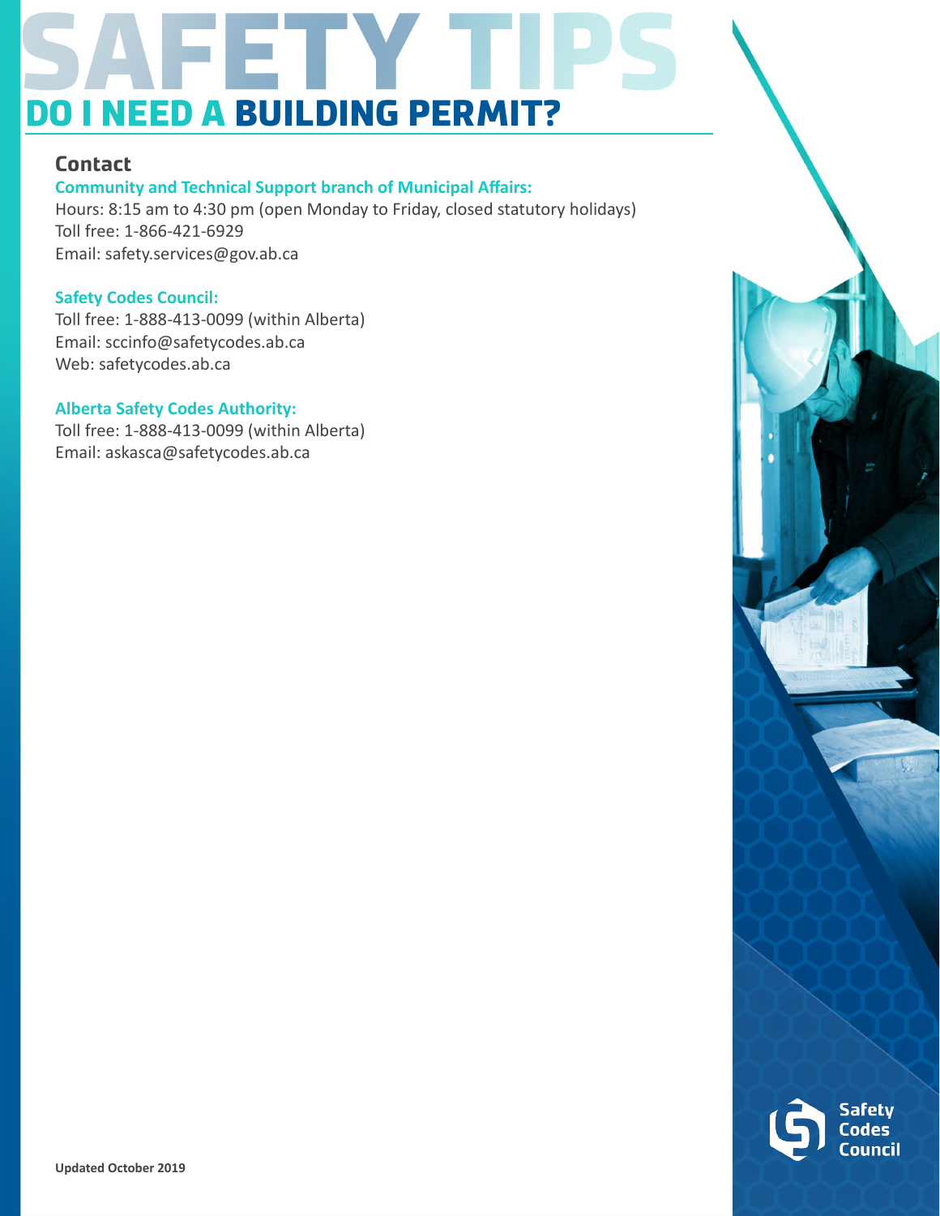# SAFETY TIPS

## DO I NEED A BUILDING PERMIT?

### Contact

**Community and Technical Support branch of Municipal Affairs:**

Hours: 8:15 am to 4:30 pm (open Monday to Friday, closed statutory holidays)
Toll free: 1-866-421-6929
Email: safety.services@gov.ab.ca

**Safety Codes Council:**

Toll free: 1-888-413-0099 (within Alberta)
Email: sccinfo@safetycodes.ab.ca
Web: safetycodes.ab.ca

**Alberta Safety Codes Authority:**

Toll free: 1-888-413-0099 (within Alberta)
Email: askasca@safetycodes.ab.ca

Safety Codes Council

**Updated October 2019**